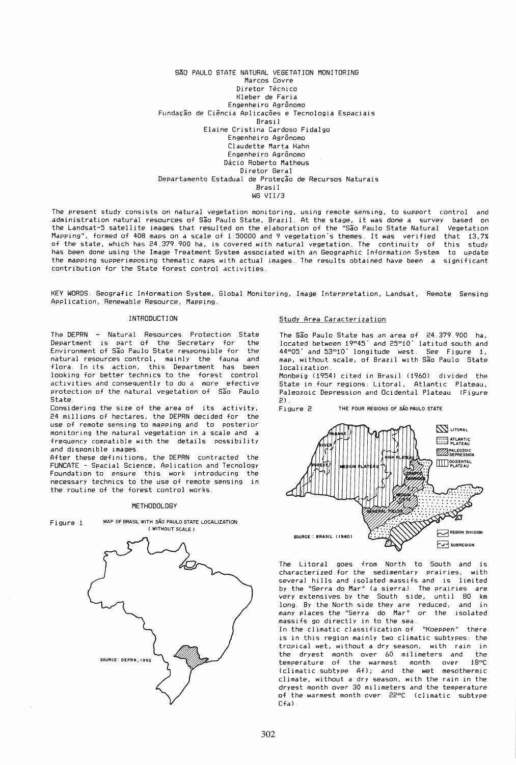# SÃO PAULO STATE NATURAL VEGETATION MONITORING

Marcos Covre
Diretor Técnico
Kleber de Faria
Engenheiro Agrônomo
Fundação de Ciência Aplicações e Tecnologia Espaciais
Brasil
Elaine Cristina Cardoso Fidalgo
Engenheiro Agrônomo
Claudette Marta Hahn
Engenheiro Agrônomo
Dácio Roberto Matheus
Diretor Geral
Departamento Estadual de Proteção de Recursos Naturais
Brasil
WG VII/3

The present study consists on natural vegetation monitoring, using remote sensing, to support control and administration natural resources of São Paulo State, Brazil. At the stage, it was done a survey based on the Landsat-5 satellite images that resulted on the elaboration of the "São Paulo State Natural Vegetation Mapping", formed of 408 maps on a scale of 1:50000 and 9 vegetation's themes. It was verified that 13,7% of the state, which has 24.379.900 ha, is covered with natural vegetation. The continuity of this study has been done using the Image Treatment System associated with an Geographic Information System to update the mapping supperimposing thematic maps with actual images. The results obtained have been a significant contribution for the State forest control activities.

KEY WORDS: Geografic Information System, Global Monitoring, Image Interpretation, Landsat, Remote Sensing Application, Renewable Resource, Mapping.

## INTRODUCTION

The DEPRN - Natural Resources Protection State Department is part of the Secretary for the Environment of São Paulo State responsible for the natural resources control, mainly the fauna and flora. In its action, this Department has been looking for better technics to the forest control activities and consequently to do a more efective protection of the natural vegetation of São Paulo State.

Considering the size of the area of its activity, 24 millions of hectares, the DEPRN decided for the use of remote sensing to mapping and to posterior monitoring the natural vegetation in a scale and a frequency compatible with the details possibility and disponible images.

After these definitions, the DEPRN contracted the FUNCATE - Spacial Science, Aplication and Tecnology Foundation to ensure this work introducing the necessary technics to the use of remote sensing in the routine of the forest control works.

## METHODOLOGY

Figure 1 MAP OF BRASIL WITH SÃO PAULO STATE LOCALIZATION ( WITHOUT SCALE )

SOURCE: DEPRN, 1992

### Study Area Caracterization

The São Paulo State has an area of 24.379.900 ha, located between 19°45' and 25°10' latitud south and 44°05' and 53°10' longitude west. See Figure 1, map, without scale, of Brazil with São Paulo State localization.

Monbeig (1954) cited in Brasil (1960) divided the State in four regions: Litoral, Atlantic Plateau, Paleozoic Depression and Ocidental Plateau (Figure 2).

Figure 2 THE FOUR REGIONS OF SÃO PAULO STATE

SOURCE: BRASIL (1960)

The Litoral goes from North to South and is characterized for the sedimentary prairies, with several hills and isolated massifs and is limited by the "Serra do Mar" (a sierra). The prairies are very extensives by the South side, until 80 km long. By the North side they are reduced, and in many places the "Serra do Mar" or the isolated massifs go directly in to the sea.

In the climatic classification of "Koeppen" there is in this region mainly two climatic subtypes: the tropical wet, without a dry season, with rain in the dryest month over 60 milimeters and the temperature of the warmest month over 18°C (climatic subtype Af); and the wet mesothermic climate, without a dry season, with the rain in the dryest month over 30 milimeters and the temperature of the warmest month over 22°C (climatic subtype Cfa).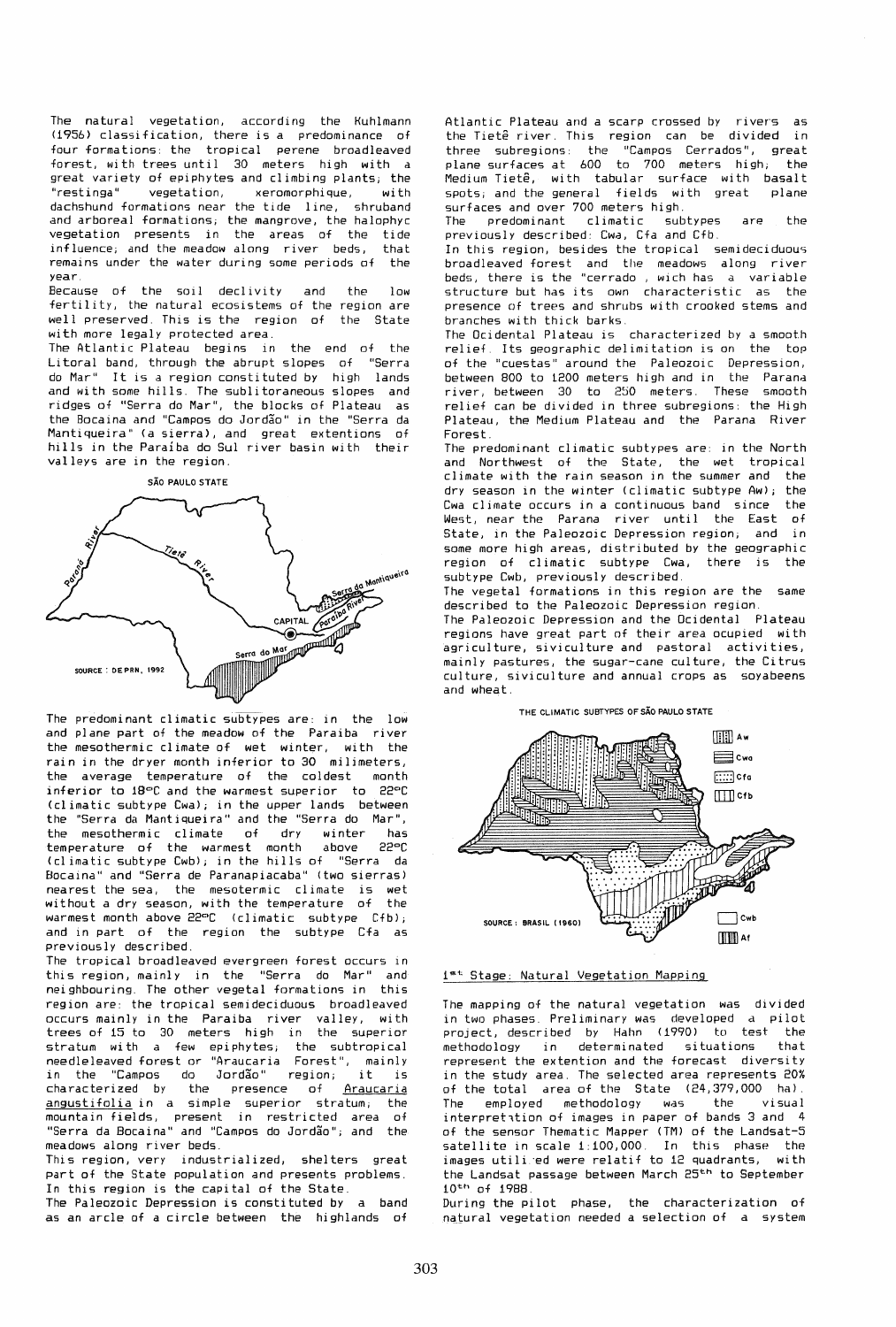The natural vegetation, according the Kuhlmann (1956) classification, there is a predominance of four formations: the tropical perene broadleaved forest, with trees until 30 meters high with a great variety of epiphytes and climbing plants; the "restinga" vegetation, xeromorphique, with dachshund formations near the tide line, shruband and arboreal formations; the mangrove, the halophyc vegetation presents in the areas of the tide influence; and the meadow along river beds, that remains under the water during some periods of the year.

Because of the soil declivity and the low fertility, the natural ecosistems of the region are well preserved. This is the region of the State with more legaly protected area.

The Atlantic Plateau begins in the end of the Litoral band, through the abrupt slopes of "Serra do Mar". It is a region constituted by high lands and with some hills. The sublitoraneous slopes and ridges of "Serra do Mar", the blocks of Plateau as the Bocaina and "Campos do Jordão" in the "Serra da Mantiqueira" (a sierra), and great extentions of hills in the Paraíba do Sul river basin with their valleys are in the region.

SÃO PAULO STATE

SOURCE : DEPRN, 1992

The predominant climatic subtypes are: in the low and plane part of the meadow of the Paraiba river the mesothermic climate of wet winter, with the rain in the dryer month inferior to 30 milimeters, the average temperature of the coldest month inferior to 18°C and the warmest superior to 22°C (climatic subtype Cwa); in the upper lands between the "Serra da Mantiqueira" and the "Serra do Mar", the mesothermic climate of dry winter has temperature of the warmest month above 22°C (climatic subtype Cwb); in the hills of "Serra da Bocaina" and "Serra de Paranapiacaba" (two sierras) nearest the sea, the mesotermic climate is wet without a dry season, with the temperature of the warmest month above 22°C (climatic subtype Cfb); and in part of the region the subtype Cfa as previously described.

The tropical broadleaved evergreen forest occurs in this region, mainly in the "Serra do Mar" and neighbouring. The other vegetal formations in this region are: the tropical semideciduous broadleaved occurs mainly in the Paraiba river valley, with trees of 15 to 30 meters high in the superior stratum with a few epiphytes; the subtropical needleleaved forest or "Araucaria Forest", mainly in the "Campos do Jordão" region; it is characterized by the presence of <u>Araucaria angustifolia</u> in a simple superior stratum; the mountain fields, present in restricted area of "Serra da Bocaina" and "Campos do Jordão"; and the meadows along river beds.

This region, very industrialized, shelters great part of the State population and presents problems. In this region is the capital of the State.

The Paleozoic Depression is constituted by a band as an arcle of a circle between the highlands of Atlantic Plateau and a scarp crossed by rivers as the Tietê river. This region can be divided in three subregions: the "Campos Cerrados", great plane surfaces at 600 to 700 meters high; the Medium Tietê, with tabular surface with basalt spots; and the general fields with great plane surfaces and over 700 meters high.

The predominant climatic subtypes are the previously described: Cwa, Cfa and Cfb.

In this region, besides the tropical semideciduous broadleaved forest and the meadows along river beds, there is the "cerrado", wich has a variable structure but has its own characteristic as the presence of trees and shrubs with crooked stems and branches with thick barks.

The Ocidental Plateau is characterized by a smooth relief. Its geographic delimitation is on the top of the "cuestas" around the Paleozoic Depression, between 800 to 1200 meters high and in the Parana river, between 30 to 250 meters. These smooth relief can be divided in three subregions: the High Plateau, the Medium Plateau and the Parana River Forest.

The predominant climatic subtypes are: in the North and Northwest of the State, the wet tropical climate with the rain season in the summer and the dry season in the winter (climatic subtype Aw); the Cwa climate occurs in a continuous band since the West, near the Parana river until the East of State, in the Paleozoic Depression region; and in some more high areas, distributed by the geographic region of climatic subtype Cwa, there is the subtype Cwb, previously described.

The vegetal formations in this region are the same described to the Paleozoic Depression region.

The Paleozoic Depression and the Ocidental Plateau regions have great part of their area ocupied with agriculture, siviculture and pastoral activities, mainly pastures, the sugar-cane culture, the Citrus culture, siviculture and annual crops as soyabeens and wheat.

THE CLIMATIC SUBTYPES OF SÃO PAULO STATE

SOURCE : BRASIL (1960)

<u>1st Stage: Natural Vegetation Mapping</u>

The mapping of the natural vegetation was divided in two phases. Preliminary was developed a pilot project, described by Hahn (1990) to test the methodology in determinated situations that represent the extention and the forecast diversity in the study area. The selected area represents 20% of the total area of the State (24,379,000 ha). The employed methodology was the visual interpretation of images in paper of bands 3 and 4 of the sensor Thematic Mapper (TM) of the Landsat-5 satellite in scale 1:100,000. In this phase the images utilized were relatif to 12 quadrants, with the Landsat passage between March 25th to September 10th of 1988.

During the pilot phase, the characterization of natural vegetation needed a selection of a system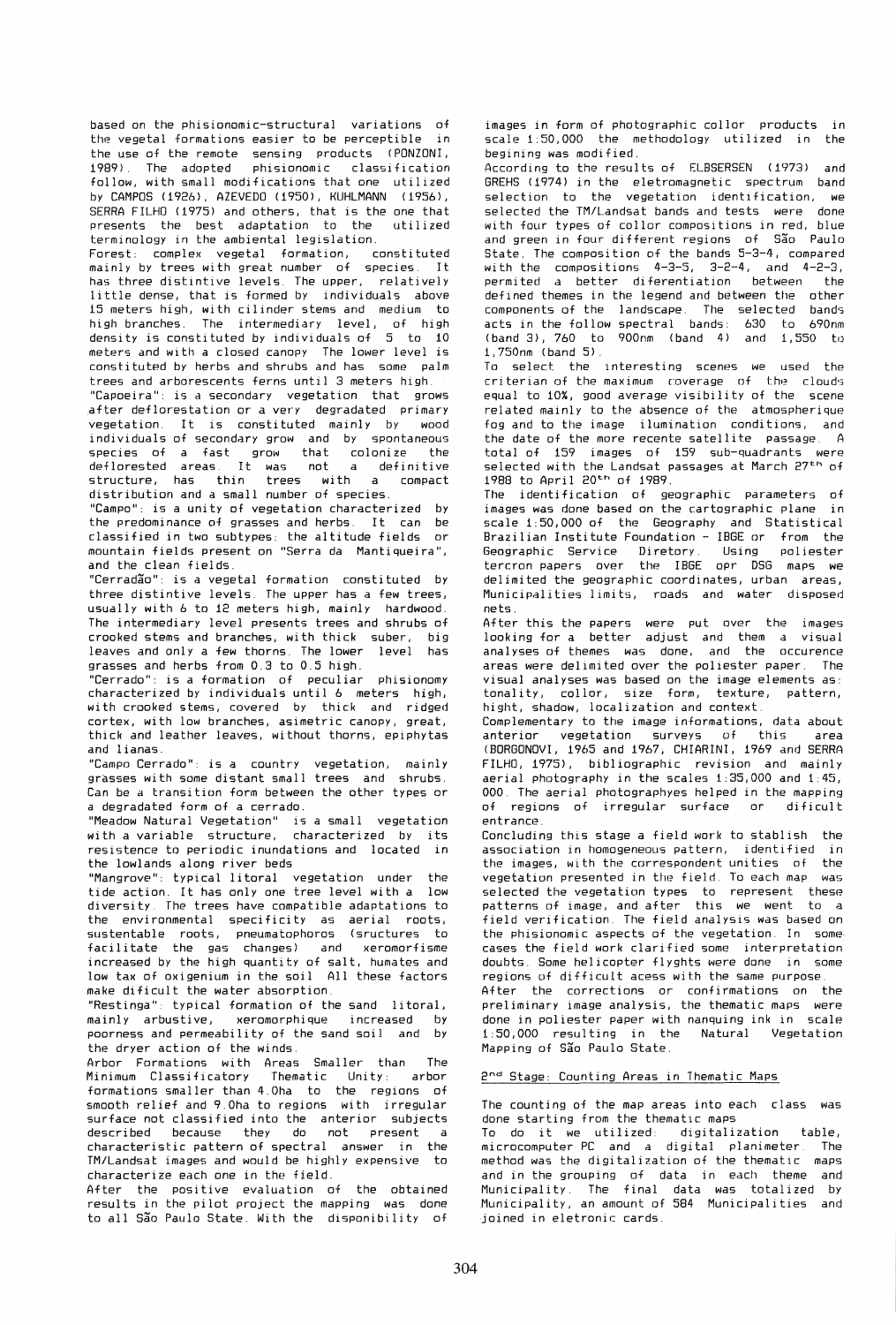based on the phisionomic-structural variations of the vegetal formations easier to be perceptible in the use of the remote sensing products (PONZONI, 1989). The adopted phisionomic classification follow, with small modifications to that one utilized by CAMPOS (1926), AZEVEDO (1950), KUHLMANN (1956), SERRA FILHO (1975) and others, that is the one that presents the best adaptation to the utilized terminology in the ambiental legislation.

Forest: complex vegetal formation, constituted mainly by trees with great number of species. It has three distintive levels. The upper, relatively little dense, that is formed by individuals above 15 meters high, with cilinder stems and medium to high branches. The intermediary level, of high density is constituted by individuals of 5 to 10 meters and with a closed canopy. The lower level is constituted by herbs and shrubs and has some palm trees and arborescents ferns until 3 meters high.

"Capoeira": is a secondary vegetation that grows after deflorestation or a very degradated primary vegetation. It is constituted mainly by wood individuals of secondary grow and by spontaneous species of a fast grow that colonize the deflorested areas. It was not a definitive structure, has thin trees with a compact distribution and a small number of species.

"Campo": is a unity of vegetation characterized by the predominance of grasses and herbs. It can be classified in two subtypes: the altitude fields or mountain fields present on "Serra da Mantiqueira", and the clean fields.

"Cerradão": is a vegetal formation constituted by three distintive levels. The upper has a few trees, usually with 6 to 12 meters high, mainly hardwood. The intermediary level presents trees and shrubs of crooked stems and branches, with thick suber, big leaves and only a few thorns. The lower level has grasses and herbs from 0.3 to 0.5 high.

"Cerrado": is a formation of peculiar phisionomy characterized by individuals until 6 meters high, with crooked stems, covered by thick and ridged cortex, with low branches, asimetric canopy, great, thick and leather leaves, without thorns, epiphytas and lianas.

"Campo Cerrado": is a country vegetation, mainly grasses with some distant small trees and shrubs. Can be a transition form between the other types or a degradated form of a cerrado.

"Meadow Natural Vegetation": is a small vegetation with a variable structure, characterized by its resistence to periodic inundations and located in the lowlands along river beds.

"Mangrove": typical litoral vegetation under the tide action. It has only one tree level with a low diversity. The trees have compatible adaptations to the environmental specificity as aerial roots, sustentable roots, pneumatophoros (sructures to facilitate the gas changes) and xeromorfisme increased by the high quantity of salt, humates and low tax of oxigenium in the soil. All these factors make dificult the water absorption.

"Restinga": typical formation of the sand litoral, mainly arbustive, xeromorphique increased by poorness and permeability of the sand soil and by the dryer action of the winds.

Arbor Formations with Areas Smaller than The Minimum Classificatory Thematic Unity: arbor formations smaller than 4.0ha to the regions of smooth relief and 9.0ha to regions with irregular surface not classified into the anterior subjects described because they do not present a characteristic pattern of spectral answer in the TM/Landsat images and would be highly expensive to characterize each one in the field.

After the positive evaluation of the obtained results in the pilot project the mapping was done to all São Paulo State. With the disponibility of images in form of photographic collor products in scale 1:50,000 the methodology utilized in the begining was modified.

According to the results of ELBSERSEN (1973) and GREHS (1974) in the eletromagnetic spectrum band selection to the vegetation identification, we selected the TM/Landsat bands and tests were done with four types of collor compositions in red, blue and green in four different regions of São Paulo State. The composition of the bands 5-3-4, compared with the compositions 4-3-5, 3-2-4, and 4-2-3, permited a better diferentiation between the defined themes in the legend and between the other components of the landscape. The selected bands acts in the follow spectral bands: 630 to 690nm (band 3), 760 to 900nm (band 4) and 1,550 to 1,750nm (band 5).

To select the interesting scenes we used the criterian of the maximum coverage of the clouds equal to 10%, good average visibility of the scene related mainly to the absence of the atmospherique fog and to the image ilumination conditions, and the date of the more recente satellite passage. A total of 159 images of 159 sub-quadrants were selected with the Landsat passages at March 27th of 1988 to April 20th of 1989.

The identification of geographic parameters of images was done based on the cartographic plane in scale 1:50,000 of the Geography and Statistical Brazilian Institute Foundation - IBGE or from the Geographic Service Diretory. Using poliester tercron papers over the IBGE opr DSG maps we delimited the geographic coordinates, urban areas, Municipalities limits, roads and water disposed nets.

After this the papers were put over the images looking for a better adjust and them a visual analyses of themes was done, and the occurence areas were delimited over the poliester paper. The visual analyses was based on the image elements as: tonality, collor, size form, texture, pattern, hight, shadow, localization and context.

Complementary to the image informations, data about anterior vegetation surveys of this area (BORGONOVI, 1965 and 1967; CHIARINI, 1969 and SERRA FILHO, 1975), bibliographic revision and mainly aerial photography in the scales 1:35,000 and 1:45,000. The aerial photographyes helped in the mapping of regions of irregular surface or dificult entrance.

Concluding this stage a field work to stablish the association in homogeneous pattern, identified in the images, with the correspondent unities of the vegetation presented in the field. To each map was selected the vegetation types to represent these patterns of image, and after this we went to a field verification. The field analysis was based on the phisionomic aspects of the vegetation. In some cases the field work clarified some interpretation doubts. Some helicopter flyghts were done in some regions of difficult acess with the same purpose.

After the corrections or confirmations on the preliminary image analysis, the thematic maps were done in poliester paper with nanquing ink in scale 1:50,000 resulting in the Natural Vegetation Mapping of São Paulo State.

## 2nd Stage: Counting Areas in Thematic Maps

The counting of the map areas into each class was done starting from the thematic maps.

To do it we utilized: digitalization table, microcomputer PC and a digital planimeter. The method was the digitalization of the thematic maps and in the grouping of data in each theme and Municipality. The final data was totalized by Municipality, an amount of 584 Municipalities and joined in eletronic cards.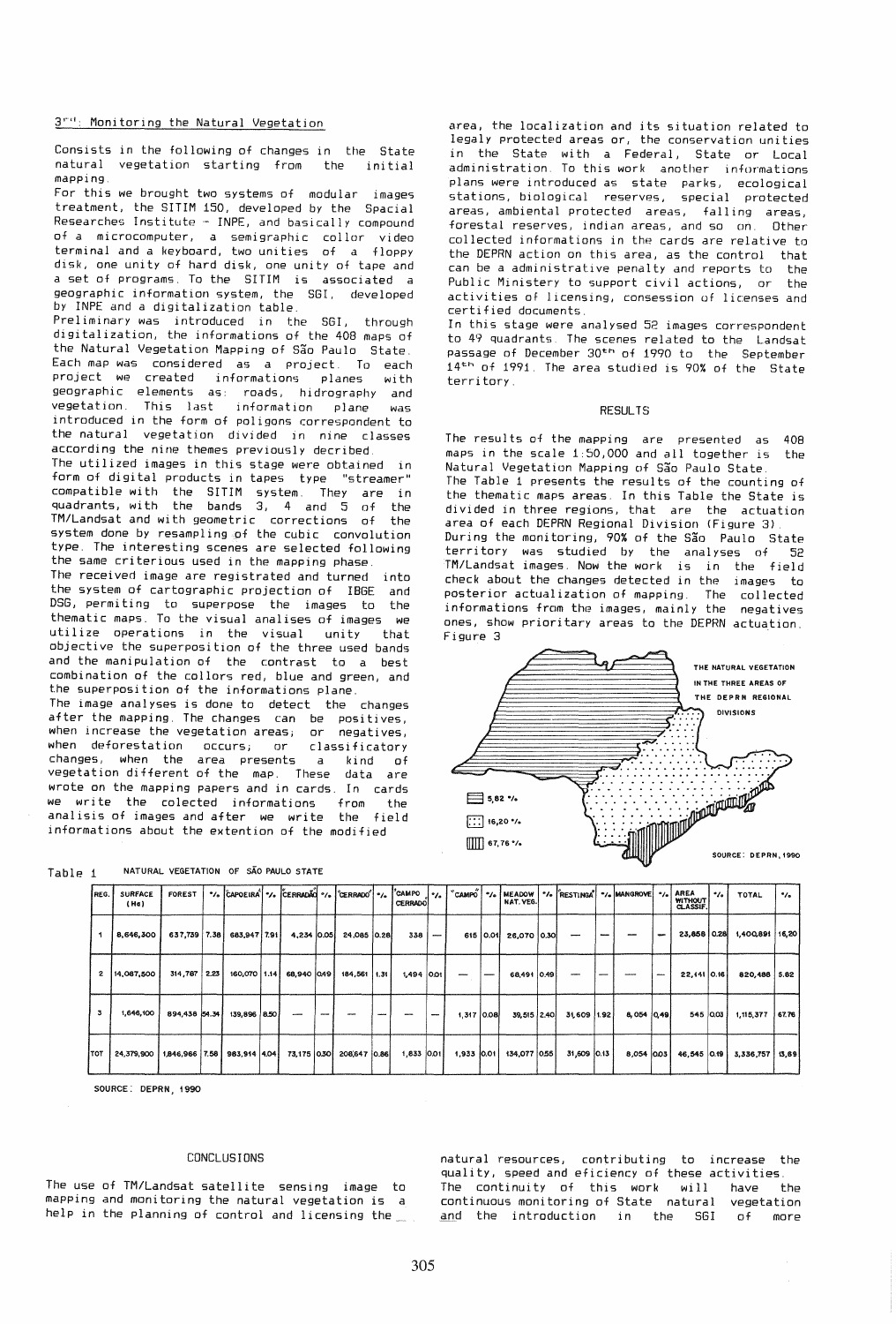### 3rd: Monitoring the Natural Vegetation

Consists in the following of changes in the State natural vegetation starting from the initial mapping.

For this we brought two systems of modular images treatment, the SITIM 150, developed by the Spacial Researches Institute - INPE, and basically compound of a microcomputer, a semigraphic collor video terminal and a keyboard, two unities of a floppy disk, one unity of hard disk, one unity of tape and a set of programs. To the SITIM is associated a geographic information system, the SGI, developed by INPE and a digitalization table.

Preliminary was introduced in the SGI, through digitalization, the informations of the 408 maps of the Natural Vegetation Mapping of São Paulo State. Each map was considered as a project. To each project we created informations planes with geographic elements as: roads, hidrography and vegetation. This last information plane was introduced in the form of poligons correspondent to the natural vegetation divided in nine classes according the nine themes previously decribed.

The utilized images in this stage were obtained in form of digital products in tapes type "streamer" compatible with the SITIM system. They are in quadrants, with the bands 3, 4 and 5 of the TM/Landsat and with geometric corrections of the system done by resampling of the cubic convolution type. The interesting scenes are selected following the same criterious used in the mapping phase.

The received image are registrated and turned into the system of cartographic projection of IBGE and DSG, permiting to superpose the images to the thematic maps. To the visual analises of images we utilize operations in the visual unity that objective the superposition of the three used bands and the manipulation of the contrast to a best combination of the collors red, blue and green, and the superposition of the informations plane.

The image analyses is done to detect the changes after the mapping. The changes can be positives, when increase the vegetation areas; or negatives, when deforestation occurs; or classificatory changes, when the area presents a kind of vegetation different of the map. These data are wrote on the mapping papers and in cards. In cards we write the colected informations from the analisis of images and after we write the field informations about the extention of the modified area, the localization and its situation related to legaly protected areas or, the conservation unities in the State with a Federal, State or Local administration. To this work another informations plans were introduced as state parks, ecological stations, biological reserves, special protected areas, ambiental protected areas, falling areas, forestal reserves, indian areas, and so on. Other collected informations in the cards are relative to the DEPRN action on this area, as the control that can be a administrative penalty and reports to the Public Ministery to support civil actions, or the activities of licensing, consession of licenses and certified documents.

In this stage were analysed 52 images correspondent to 49 quadrants. The scenes related to the Landsat passage of December 30th of 1990 to the September 14th of 1991. The area studied is 90% of the State territory.

## RESULTS

The results of the mapping are presented as 408 maps in the scale 1:50,000 and all together is the Natural Vegetation Mapping of São Paulo State.

The Table 1 presents the results of the counting of the thematic maps areas. In this Table the State is divided in three regions, that are the actuation area of each DEPRN Regional Division (Figure 3).

During the monitoring, 90% of the São Paulo State territory was studied by the analyses of 52 TM/Landsat images. Now the work is in the field check about the changes detected in the images to posterior actualization of mapping. The collected informations from the images, mainly the negatives ones, show prioritary areas to the DEPRN actuation.

Figure 3

THE NATURAL VEGETATION IN THE THREE AREAS OF THE DEPRN REGIONAL DIVISIONS

5,82 %
16,20 %
67,76 %

SOURCE: DEPRN, 1990

Table 1 NATURAL VEGETATION OF SÃO PAULO STATE

| REG. | SURFACE (Ha) | FOREST | % | CAPOEIRA | % | CERRADÃO | % | CERRADO | % | CAMPO CERRADO | % | CAMPO | % | MEADOW NAT. VEG. | % | RESTINGA | % | MANGROVE | % | AREA WITHOUT CLASSIF. | % | TOTAL | % |
|---|---|---|---|---|---|---|---|---|---|---|---|---|---|---|---|---|---|---|---|---|---|---|---|
| 1 | 8,646,300 | 637,739 | 7.38 | 683,947 | 7.91 | 4,234 | 0.05 | 24,085 | 0.28 | 338 | — | 615 | 0.01 | 26,070 | 0.30 | — | — | — | — | 23,868 | 0.28 | 1,400,891 | 16,20 |
| 2 | 14,087,500 | 314,767 | 2.23 | 160,070 | 1.14 | 68,940 | 0.49 | 184,561 | 1.31 | 1,494 | 0.01 | — | — | 68,491 | 0.49 | — | — | — | — | 22,141 | 0.16 | 820,488 | 5.82 |
| 3 | 1,646,100 | 894,438 | 54.34 | 139,896 | 8.50 | — | — | — | — | — | — | 1,317 | 0.08 | 39,515 | 2.40 | 31,609 | 1.92 | 8,054 | 0.49 | 545 | 0.03 | 1,115,377 | 67.76 |
| TOT | 24,379,900 | 1,846,966 | 7.58 | 983,914 | 4.04 | 73,175 | 0.30 | 208,647 | 0.86 | 1,833 | 0.01 | 1,933 | 0.01 | 134,077 | 0.55 | 31,609 | 0.13 | 8,054 | 0.03 | 46,545 | 0.19 | 3,336,757 | 13,69 |

SOURCE: DEPRN, 1990

## CONCLUSIONS

The use of TM/Landsat satellite sensing image to mapping and monitoring the natural vegetation is a help in the planning of control and licensing the natural resources, contributing to increase the quality, speed and eficiency of these activities.

The continuity of this work will have the continuous monitoring of State natural vegetation and the introduction in the SGI of more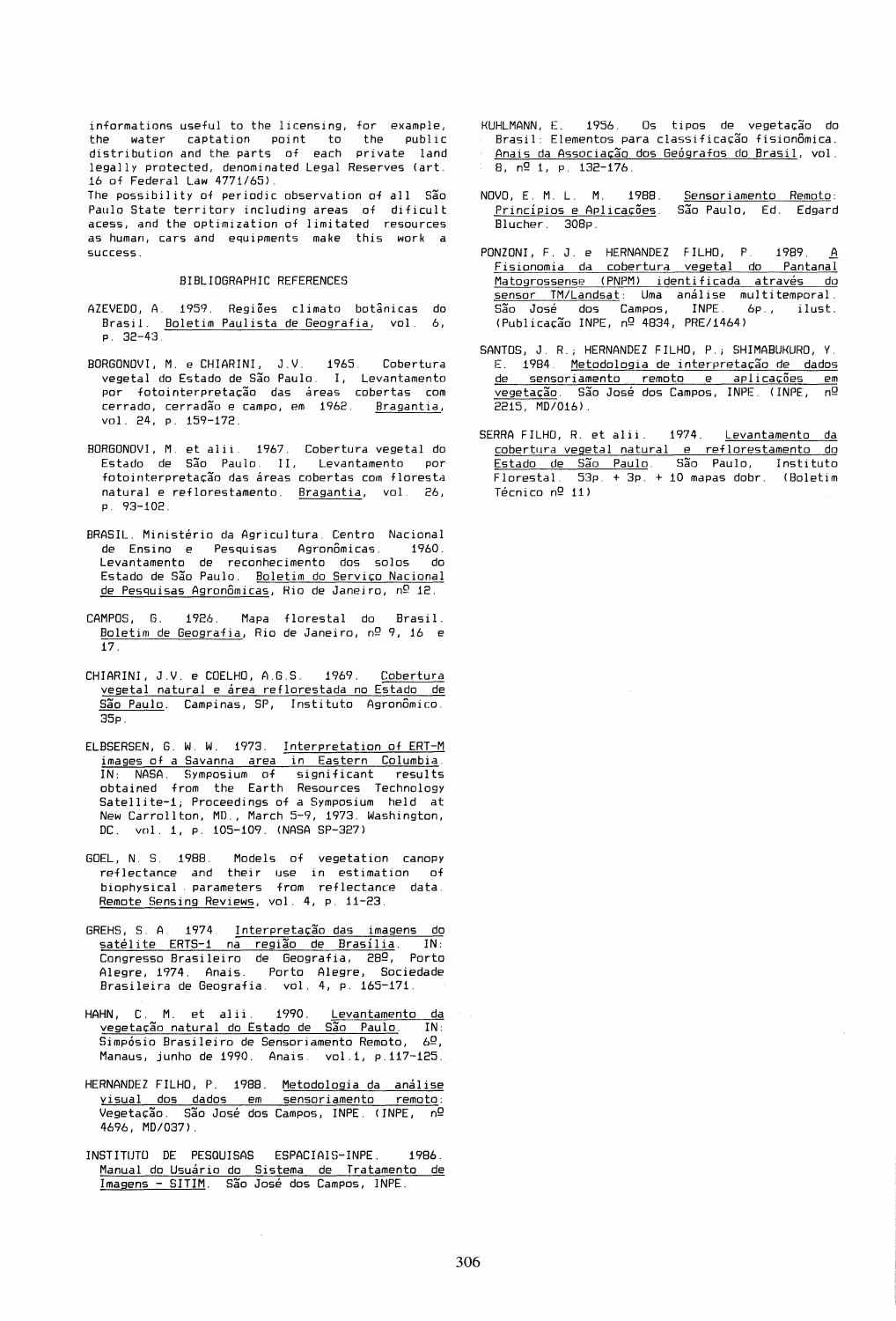informations useful to the licensing, for example, the water captation point to the public distribution and the parts of each private land legally protected, denominated Legal Reserves (art. 16 of Federal Law 4771/65).

The possibility of periodic observation of all São Paulo State territory including areas of dificult acess, and the optimization of limitated resources as human, cars and equipments make this work a success.

## BIBLIOGRAPHIC REFERENCES

AZEVEDO, A. 1959. Regiões climato botânicas do Brasil. Boletim Paulista de Geografia, vol. 6, p. 32-43.

BORGONOVI, M. e CHIARINI, J.V. 1965. Cobertura vegetal do Estado de São Paulo. I, Levantamento por fotointerpretação das áreas cobertas com cerrado, cerradão e campo, em 1962. Bragantia, vol. 24, p. 159-172.

BORGONOVI, M. et alii. 1967. Cobertura vegetal do Estado de São Paulo. II, Levantamento por fotointerpretação das áreas cobertas com floresta natural e reflorestamento. Bragantia, vol. 26, p. 93-102.

BRASIL. Ministério da Agricultura. Centro Nacional de Ensino e Pesquisas Agronômicas. 1960. Levantamento de reconhecimento dos solos do Estado de São Paulo. Boletim do Serviço Nacional de Pesquisas Agronômicas, Rio de Janeiro, nº 12.

CAMPOS, G. 1926. Mapa florestal do Brasil. Boletim de Geografia, Rio de Janeiro, nº 9, 16 e 17.

CHIARINI, J.V. e COELHO, A.G.S. 1969. Cobertura vegetal natural e área reflorestada no Estado de São Paulo. Campinas, SP, Instituto Agronômico. 35p.

ELBSERSEN, G. W. W. 1973. Interpretation of ERT-M images of a Savanna area in Eastern Columbia. IN: NASA. Symposium of significant results obtained from the Earth Resources Technology Satellite-1; Proceedings of a Symposium held at New Carrollton, MD., March 5-9, 1973. Washington, DC. vol. 1, p. 105-109. (NASA SP-327)

GOEL, N. S. 1988. Models of vegetation canopy reflectance and their use in estimation of biophysical parameters from reflectance data. Remote Sensing Reviews, vol. 4, p. 11-23.

GREHS, S. A. 1974. Interpretação das imagens do satélite ERTS-1 na região de Brasília. IN: Congresso Brasileiro de Geografia, 28º, Porto Alegre, 1974. Anais. Porto Alegre, Sociedade Brasileira de Geografia. vol. 4, p. 165-171.

HAHN, C. M. et alii. 1990. Levantamento da vegetação natural do Estado de São Paulo. IN: Simpósio Brasileiro de Sensoriamento Remoto, 6º, Manaus, junho de 1990. Anais. vol.1, p.117-125.

HERNANDEZ FILHO, P. 1988. Metodologia da análise visual dos dados em sensoriamento remoto: Vegetação. São José dos Campos, INPE. (INPE, nº 4696, MD/037).

INSTITUTO DE PESQUISAS ESPACIAIS-INPE. 1986. Manual do Usuário do Sistema de Tratamento de Imagens - SITIM. São José dos Campos, INPE.

KUHLMANN, E. 1956. Os tipos de vegetação do Brasil: Elementos para classificação fisionômica. Anais da Associação dos Geógrafos do Brasil, vol. 8, nº 1, p. 132-176.

NOVO, E. M. L. M. 1988. Sensoriamento Remoto: Princípios e Aplicações. São Paulo, Ed. Edgard Blucher. 308p.

PONZONI, F. J. e HERNANDEZ FILHO, P. 1989. A Fisionomia da cobertura vegetal do Pantanal Matogrossense (PNPM) identificada através do sensor TM/Landsat: Uma análise multitemporal. São José dos Campos, INPE. 6p., ilust. (Publicação INPE, nº 4834, PRE/1464)

SANTOS, J. R.; HERNANDEZ FILHO, P.; SHIMABUKURO, Y. E. 1984. Metodologia de interpretação de dados de sensoriamento remoto e aplicações em vegetação. São José dos Campos, INPE. (INPE, nº 2215, MD/016).

SERRA FILHO, R. et alii. 1974. Levantamento da cobertura vegetal natural e reflorestamento do Estado de São Paulo. São Paulo, Instituto Florestal. 53p. + 3p. + 10 mapas dobr. (Boletim Técnico nº 11)